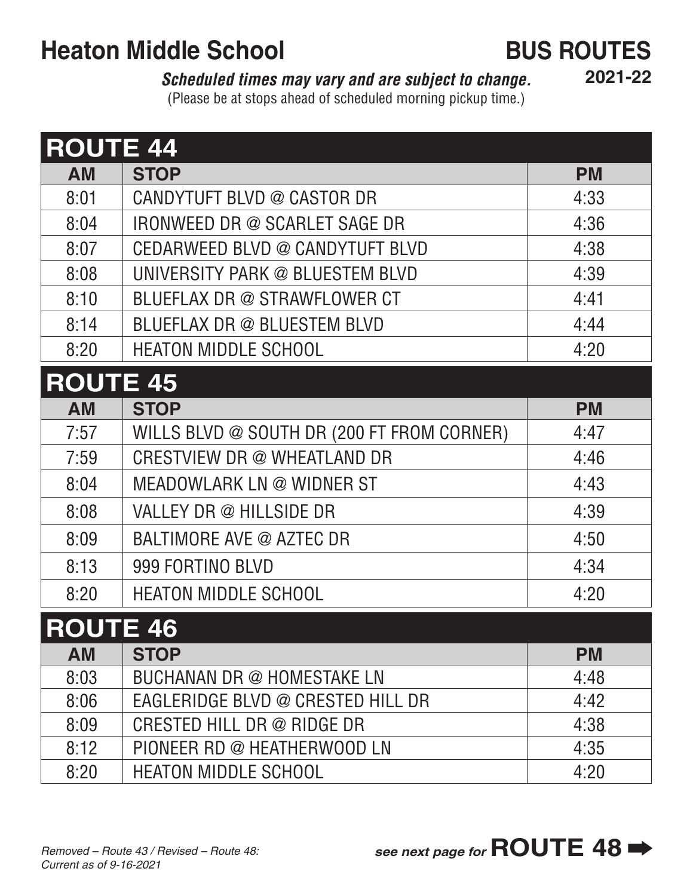# Heaton Middle School

## BUS ROUTES

**2021-22**

***Scheduled times may vary and are subject to change.***
(Please be at stops ahead of scheduled morning pickup time.)

## ROUTE 44

| AM | STOP | PM |
|---|---|---|
| 8:01 | CANDYTUFT BLVD @ CASTOR DR | 4:33 |
| 8:04 | IRONWEED DR @ SCARLET SAGE DR | 4:36 |
| 8:07 | CEDARWEED BLVD @ CANDYTUFT BLVD | 4:38 |
| 8:08 | UNIVERSITY PARK @ BLUESTEM BLVD | 4:39 |
| 8:10 | BLUEFLAX DR @ STRAWFLOWER CT | 4:41 |
| 8:14 | BLUEFLAX DR @ BLUESTEM BLVD | 4:44 |
| 8:20 | HEATON MIDDLE SCHOOL | 4:20 |

## ROUTE 45

| AM | STOP | PM |
|---|---|---|
| 7:57 | WILLS BLVD @ SOUTH DR (200 FT FROM CORNER) | 4:47 |
| 7:59 | CRESTVIEW DR @ WHEATLAND DR | 4:46 |
| 8:04 | MEADOWLARK LN @ WIDNER ST | 4:43 |
| 8:08 | VALLEY DR @ HILLSIDE DR | 4:39 |
| 8:09 | BALTIMORE AVE @ AZTEC DR | 4:50 |
| 8:13 | 999 FORTINO BLVD | 4:34 |
| 8:20 | HEATON MIDDLE SCHOOL | 4:20 |

## ROUTE 46

| AM | STOP | PM |
|---|---|---|
| 8:03 | BUCHANAN DR @ HOMESTAKE LN | 4:48 |
| 8:06 | EAGLERIDGE BLVD @ CRESTED HILL DR | 4:42 |
| 8:09 | CRESTED HILL DR @ RIDGE DR | 4:38 |
| 8:12 | PIONEER RD @ HEATHERWOOD LN | 4:35 |
| 8:20 | HEATON MIDDLE SCHOOL | 4:20 |

*Removed – Route 43 / Revised – Route 48:*
*Current as of 9-16-2021*

***see next page for* ROUTE 48 ➡**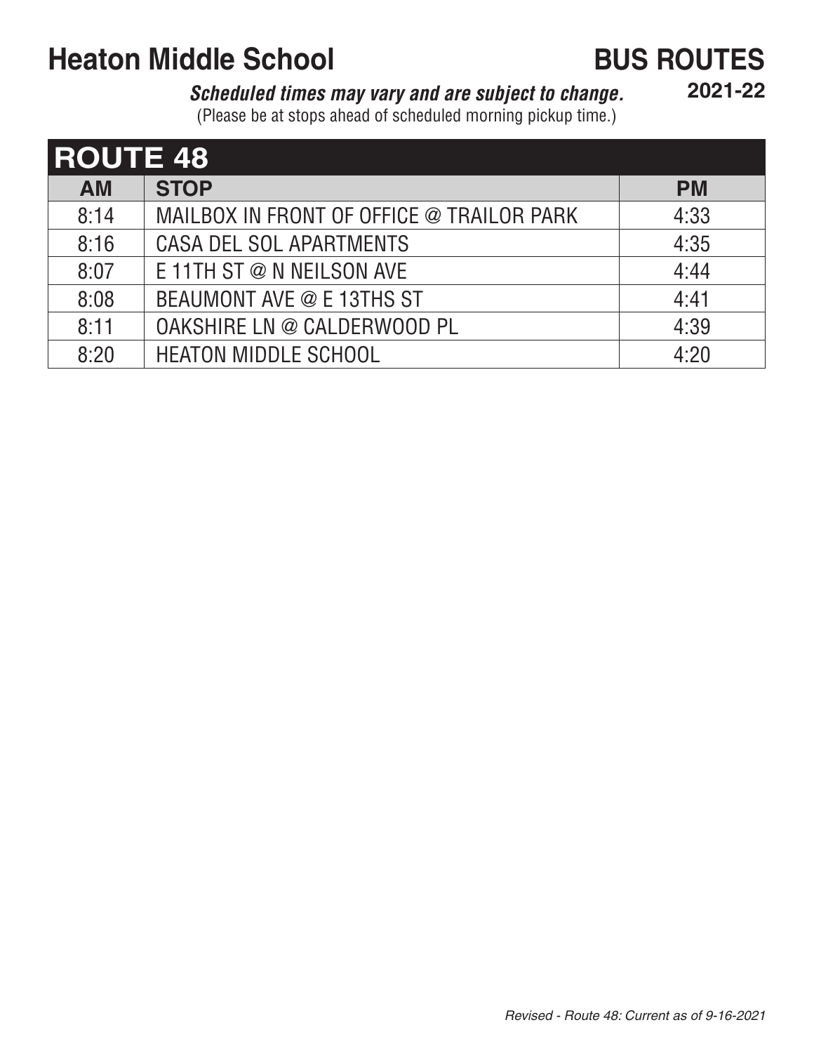# Heaton Middle School

# BUS ROUTES

***Scheduled times may vary and are subject to change.***

**2021-22**

(Please be at stops ahead of scheduled morning pickup time.)

## ROUTE 48

| AM | STOP | PM |
|---|---|---|
| 8:14 | MAILBOX IN FRONT OF OFFICE @ TRAILOR PARK | 4:33 |
| 8:16 | CASA DEL SOL APARTMENTS | 4:35 |
| 8:07 | E 11TH ST @ N NEILSON AVE | 4:44 |
| 8:08 | BEAUMONT AVE @ E 13THS ST | 4:41 |
| 8:11 | OAKSHIRE LN @ CALDERWOOD PL | 4:39 |
| 8:20 | HEATON MIDDLE SCHOOL | 4:20 |

*Revised - Route 48: Current as of 9-16-2021*